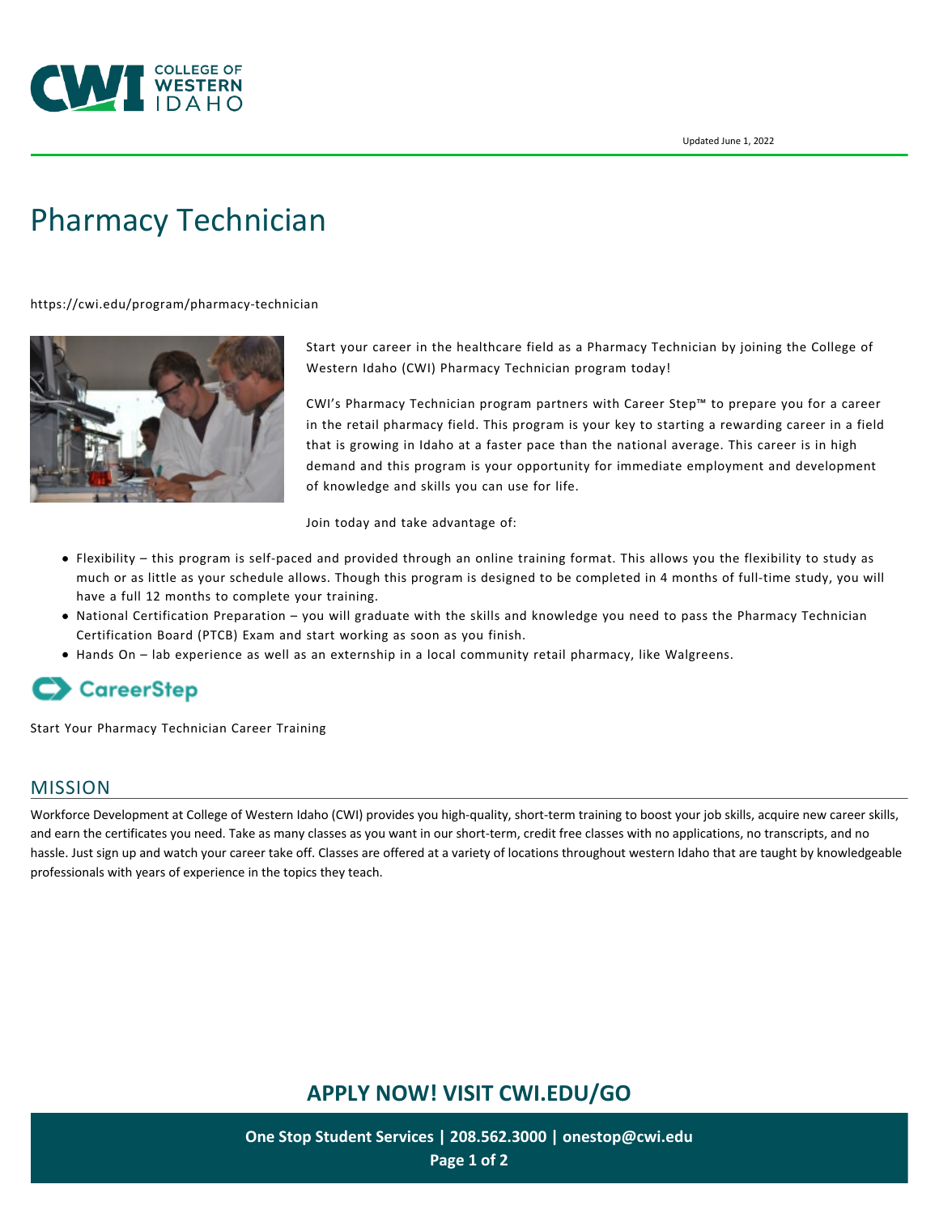Updated June 1, 2022

# Pharmacy Technician

https://cwi.edu/program/pharmacy-technician

Start your career in the healthcare field as a Pharmacy Technician by joining the College of Western Idaho (CWI) Pharmacy Technician program today!

CWI's Pharmacy Technician program partners with Career Step™ to prepare you for a career in the retail pharmacy field. This program is your key to starting a rewarding career in a field that is growing in Idaho at a faster pace than the national average. This career is in high demand and this program is your opportunity for immediate employment and development of knowledge and skills you can use for life.

Join today and take advantage of:

- Flexibility – this program is self-paced and provided through an online training format. This allows you the flexibility to study as much or as little as your schedule allows. Though this program is designed to be completed in 4 months of full-time study, you will have a full 12 months to complete your training.
- National Certification Preparation – you will graduate with the skills and knowledge you need to pass the Pharmacy Technician Certification Board (PTCB) Exam and start working as soon as you finish.
- Hands On – lab experience as well as an externship in a local community retail pharmacy, like Walgreens.

CareerStep

Start Your Pharmacy Technician Career Training

## MISSION

Workforce Development at College of Western Idaho (CWI) provides you high-quality, short-term training to boost your job skills, acquire new career skills, and earn the certificates you need. Take as many classes as you want in our short-term, credit free classes with no applications, no transcripts, and no hassle. Just sign up and watch your career take off. Classes are offered at a variety of locations throughout western Idaho that are taught by knowledgeable professionals with years of experience in the topics they teach.

**APPLY NOW! VISIT CWI.EDU/GO**

**One Stop Student Services | 208.562.3000 | onestop@cwi.edu**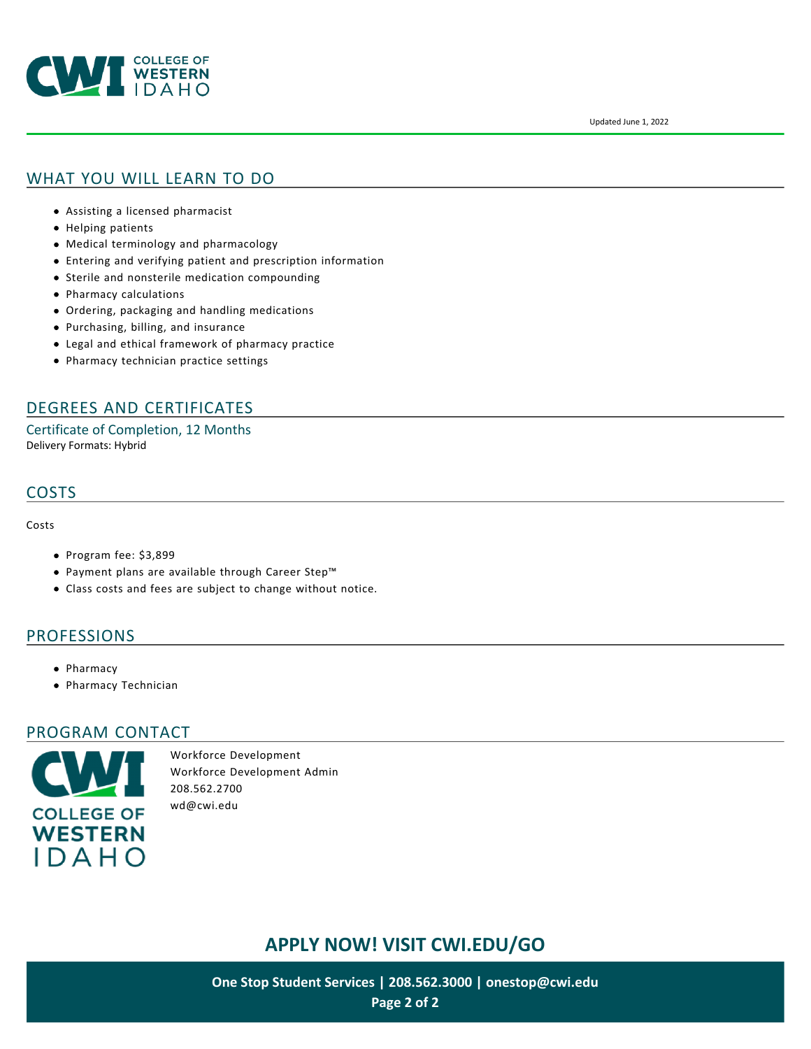Updated June 1, 2022

## WHAT YOU WILL LEARN TO DO

- Assisting a licensed pharmacist
- Helping patients
- Medical terminology and pharmacology
- Entering and verifying patient and prescription information
- Sterile and nonsterile medication compounding
- Pharmacy calculations
- Ordering, packaging and handling medications
- Purchasing, billing, and insurance
- Legal and ethical framework of pharmacy practice
- Pharmacy technician practice settings

## DEGREES AND CERTIFICATES

### Certificate of Completion, 12 Months

Delivery Formats: Hybrid

## COSTS

Costs

- Program fee: $3,899
- Payment plans are available through Career Step™
- Class costs and fees are subject to change without notice.

## PROFESSIONS

- Pharmacy
- Pharmacy Technician

## PROGRAM CONTACT

Workforce Development
Workforce Development Admin
208.562.2700
wd@cwi.edu

**APPLY NOW! VISIT CWI.EDU/GO**

**One Stop Student Services | 208.562.3000 | onestop@cwi.edu**